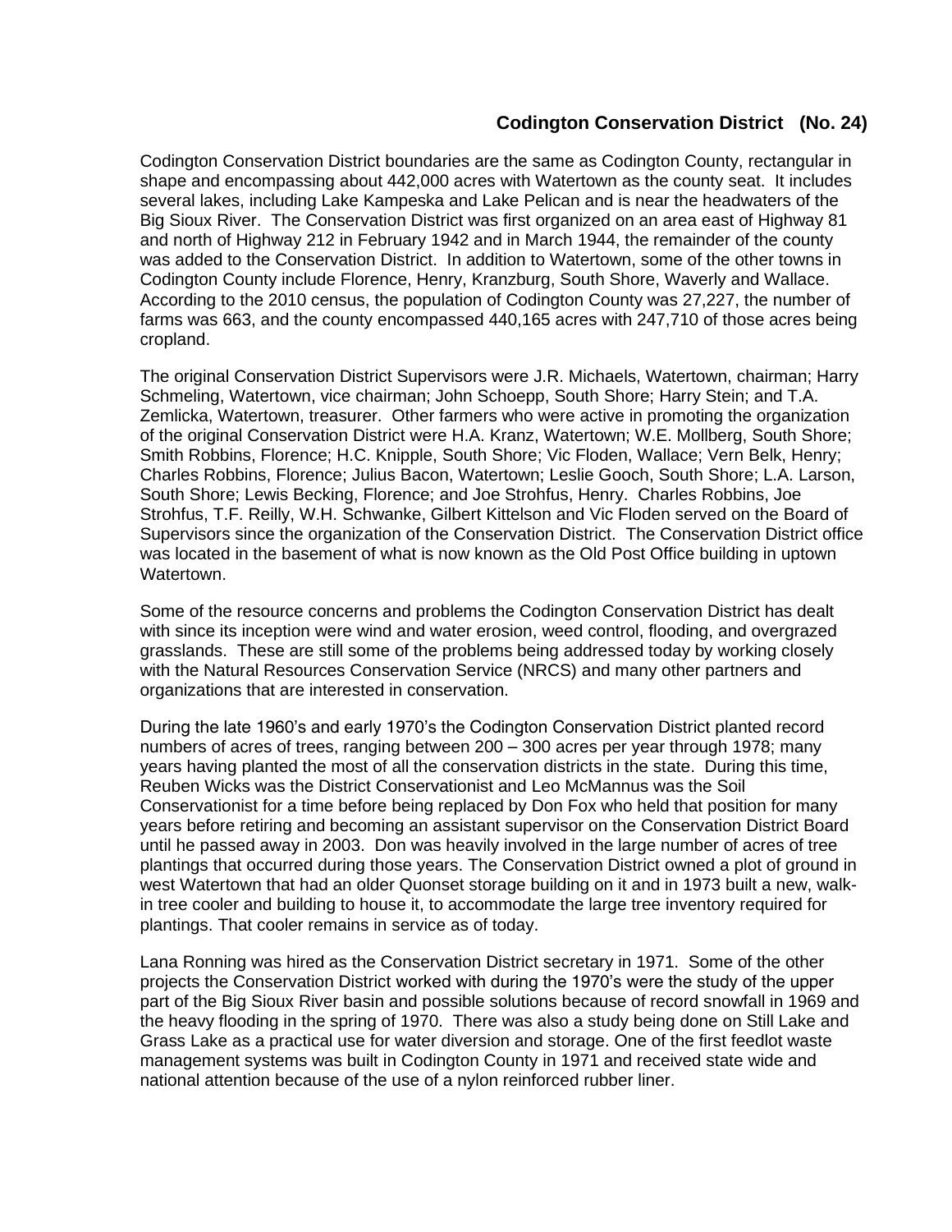## Codington Conservation District (No. 24)

Codington Conservation District boundaries are the same as Codington County, rectangular in shape and encompassing about 442,000 acres with Watertown as the county seat. It includes several lakes, including Lake Kampeska and Lake Pelican and is near the headwaters of the Big Sioux River. The Conservation District was first organized on an area east of Highway 81 and north of Highway 212 in February 1942 and in March 1944, the remainder of the county was added to the Conservation District. In addition to Watertown, some of the other towns in Codington County include Florence, Henry, Kranzburg, South Shore, Waverly and Wallace. According to the 2010 census, the population of Codington County was 27,227, the number of farms was 663, and the county encompassed 440,165 acres with 247,710 of those acres being cropland.

The original Conservation District Supervisors were J.R. Michaels, Watertown, chairman; Harry Schmeling, Watertown, vice chairman; John Schoepp, South Shore; Harry Stein; and T.A. Zemlicka, Watertown, treasurer. Other farmers who were active in promoting the organization of the original Conservation District were H.A. Kranz, Watertown; W.E. Mollberg, South Shore; Smith Robbins, Florence; H.C. Knipple, South Shore; Vic Floden, Wallace; Vern Belk, Henry; Charles Robbins, Florence; Julius Bacon, Watertown; Leslie Gooch, South Shore; L.A. Larson, South Shore; Lewis Becking, Florence; and Joe Strohfus, Henry. Charles Robbins, Joe Strohfus, T.F. Reilly, W.H. Schwanke, Gilbert Kittelson and Vic Floden served on the Board of Supervisors since the organization of the Conservation District. The Conservation District office was located in the basement of what is now known as the Old Post Office building in uptown Watertown.

Some of the resource concerns and problems the Codington Conservation District has dealt with since its inception were wind and water erosion, weed control, flooding, and overgrazed grasslands. These are still some of the problems being addressed today by working closely with the Natural Resources Conservation Service (NRCS) and many other partners and organizations that are interested in conservation.

During the late 1960's and early 1970's the Codington Conservation District planted record numbers of acres of trees, ranging between 200 – 300 acres per year through 1978; many years having planted the most of all the conservation districts in the state. During this time, Reuben Wicks was the District Conservationist and Leo McMannus was the Soil Conservationist for a time before being replaced by Don Fox who held that position for many years before retiring and becoming an assistant supervisor on the Conservation District Board until he passed away in 2003. Don was heavily involved in the large number of acres of tree plantings that occurred during those years. The Conservation District owned a plot of ground in west Watertown that had an older Quonset storage building on it and in 1973 built a new, walk-in tree cooler and building to house it, to accommodate the large tree inventory required for plantings. That cooler remains in service as of today.

Lana Ronning was hired as the Conservation District secretary in 1971. Some of the other projects the Conservation District worked with during the 1970's were the study of the upper part of the Big Sioux River basin and possible solutions because of record snowfall in 1969 and the heavy flooding in the spring of 1970. There was also a study being done on Still Lake and Grass Lake as a practical use for water diversion and storage. One of the first feedlot waste management systems was built in Codington County in 1971 and received state wide and national attention because of the use of a nylon reinforced rubber liner.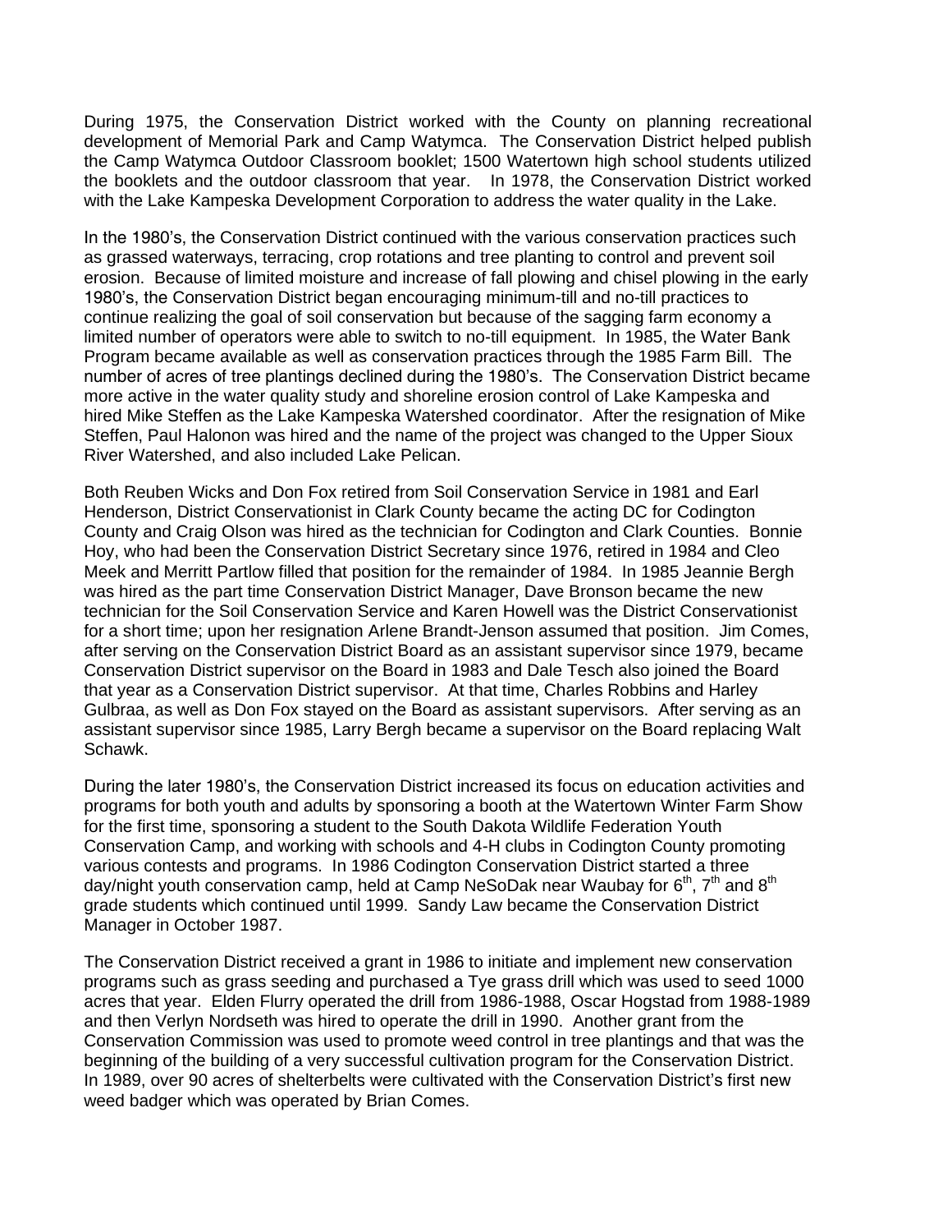During 1975, the Conservation District worked with the County on planning recreational development of Memorial Park and Camp Watymca. The Conservation District helped publish the Camp Watymca Outdoor Classroom booklet; 1500 Watertown high school students utilized the booklets and the outdoor classroom that year. In 1978, the Conservation District worked with the Lake Kampeska Development Corporation to address the water quality in the Lake.

In the 1980's, the Conservation District continued with the various conservation practices such as grassed waterways, terracing, crop rotations and tree planting to control and prevent soil erosion. Because of limited moisture and increase of fall plowing and chisel plowing in the early 1980's, the Conservation District began encouraging minimum-till and no-till practices to continue realizing the goal of soil conservation but because of the sagging farm economy a limited number of operators were able to switch to no-till equipment. In 1985, the Water Bank Program became available as well as conservation practices through the 1985 Farm Bill. The number of acres of tree plantings declined during the 1980's. The Conservation District became more active in the water quality study and shoreline erosion control of Lake Kampeska and hired Mike Steffen as the Lake Kampeska Watershed coordinator. After the resignation of Mike Steffen, Paul Halonon was hired and the name of the project was changed to the Upper Sioux River Watershed, and also included Lake Pelican.

Both Reuben Wicks and Don Fox retired from Soil Conservation Service in 1981 and Earl Henderson, District Conservationist in Clark County became the acting DC for Codington County and Craig Olson was hired as the technician for Codington and Clark Counties. Bonnie Hoy, who had been the Conservation District Secretary since 1976, retired in 1984 and Cleo Meek and Merritt Partlow filled that position for the remainder of 1984. In 1985 Jeannie Bergh was hired as the part time Conservation District Manager, Dave Bronson became the new technician for the Soil Conservation Service and Karen Howell was the District Conservationist for a short time; upon her resignation Arlene Brandt-Jenson assumed that position. Jim Comes, after serving on the Conservation District Board as an assistant supervisor since 1979, became Conservation District supervisor on the Board in 1983 and Dale Tesch also joined the Board that year as a Conservation District supervisor. At that time, Charles Robbins and Harley Gulbraa, as well as Don Fox stayed on the Board as assistant supervisors. After serving as an assistant supervisor since 1985, Larry Bergh became a supervisor on the Board replacing Walt Schawk.

During the later 1980's, the Conservation District increased its focus on education activities and programs for both youth and adults by sponsoring a booth at the Watertown Winter Farm Show for the first time, sponsoring a student to the South Dakota Wildlife Federation Youth Conservation Camp, and working with schools and 4-H clubs in Codington County promoting various contests and programs. In 1986 Codington Conservation District started a three day/night youth conservation camp, held at Camp NeSoDak near Waubay for 6th, 7th and 8th grade students which continued until 1999. Sandy Law became the Conservation District Manager in October 1987.

The Conservation District received a grant in 1986 to initiate and implement new conservation programs such as grass seeding and purchased a Tye grass drill which was used to seed 1000 acres that year. Elden Flurry operated the drill from 1986-1988, Oscar Hogstad from 1988-1989 and then Verlyn Nordseth was hired to operate the drill in 1990. Another grant from the Conservation Commission was used to promote weed control in tree plantings and that was the beginning of the building of a very successful cultivation program for the Conservation District. In 1989, over 90 acres of shelterbelts were cultivated with the Conservation District's first new weed badger which was operated by Brian Comes.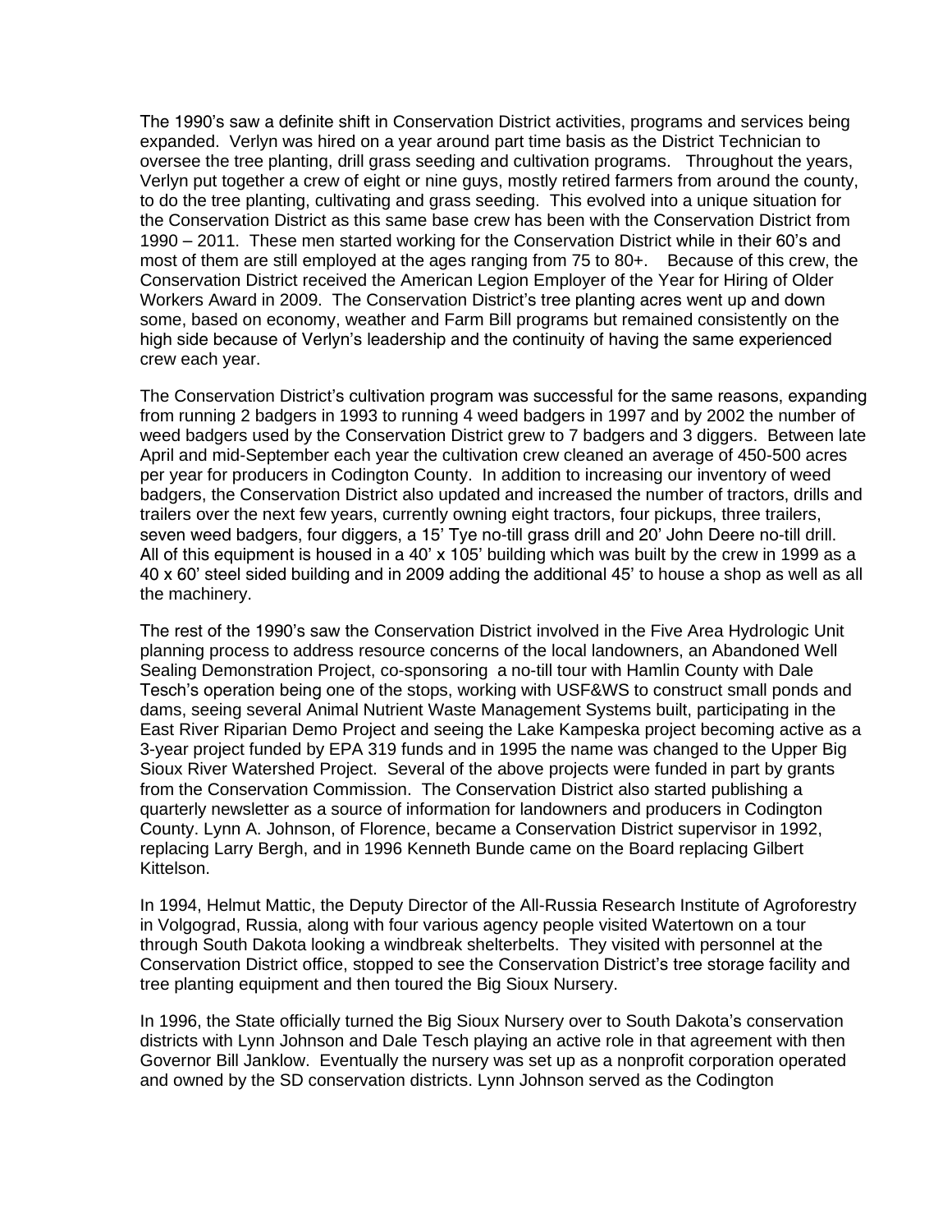The 1990's saw a definite shift in Conservation District activities, programs and services being expanded. Verlyn was hired on a year around part time basis as the District Technician to oversee the tree planting, drill grass seeding and cultivation programs. Throughout the years, Verlyn put together a crew of eight or nine guys, mostly retired farmers from around the county, to do the tree planting, cultivating and grass seeding. This evolved into a unique situation for the Conservation District as this same base crew has been with the Conservation District from 1990 – 2011. These men started working for the Conservation District while in their 60's and most of them are still employed at the ages ranging from 75 to 80+. Because of this crew, the Conservation District received the American Legion Employer of the Year for Hiring of Older Workers Award in 2009. The Conservation District's tree planting acres went up and down some, based on economy, weather and Farm Bill programs but remained consistently on the high side because of Verlyn's leadership and the continuity of having the same experienced crew each year.

The Conservation District's cultivation program was successful for the same reasons, expanding from running 2 badgers in 1993 to running 4 weed badgers in 1997 and by 2002 the number of weed badgers used by the Conservation District grew to 7 badgers and 3 diggers. Between late April and mid-September each year the cultivation crew cleaned an average of 450-500 acres per year for producers in Codington County. In addition to increasing our inventory of weed badgers, the Conservation District also updated and increased the number of tractors, drills and trailers over the next few years, currently owning eight tractors, four pickups, three trailers, seven weed badgers, four diggers, a 15' Tye no-till grass drill and 20' John Deere no-till drill. All of this equipment is housed in a 40' x 105' building which was built by the crew in 1999 as a 40 x 60' steel sided building and in 2009 adding the additional 45' to house a shop as well as all the machinery.

The rest of the 1990's saw the Conservation District involved in the Five Area Hydrologic Unit planning process to address resource concerns of the local landowners, an Abandoned Well Sealing Demonstration Project, co-sponsoring a no-till tour with Hamlin County with Dale Tesch's operation being one of the stops, working with USF&WS to construct small ponds and dams, seeing several Animal Nutrient Waste Management Systems built, participating in the East River Riparian Demo Project and seeing the Lake Kampeska project becoming active as a 3-year project funded by EPA 319 funds and in 1995 the name was changed to the Upper Big Sioux River Watershed Project. Several of the above projects were funded in part by grants from the Conservation Commission. The Conservation District also started publishing a quarterly newsletter as a source of information for landowners and producers in Codington County. Lynn A. Johnson, of Florence, became a Conservation District supervisor in 1992, replacing Larry Bergh, and in 1996 Kenneth Bunde came on the Board replacing Gilbert Kittelson.

In 1994, Helmut Mattic, the Deputy Director of the All-Russia Research Institute of Agroforestry in Volgograd, Russia, along with four various agency people visited Watertown on a tour through South Dakota looking a windbreak shelterbelts. They visited with personnel at the Conservation District office, stopped to see the Conservation District's tree storage facility and tree planting equipment and then toured the Big Sioux Nursery.

In 1996, the State officially turned the Big Sioux Nursery over to South Dakota's conservation districts with Lynn Johnson and Dale Tesch playing an active role in that agreement with then Governor Bill Janklow. Eventually the nursery was set up as a nonprofit corporation operated and owned by the SD conservation districts. Lynn Johnson served as the Codington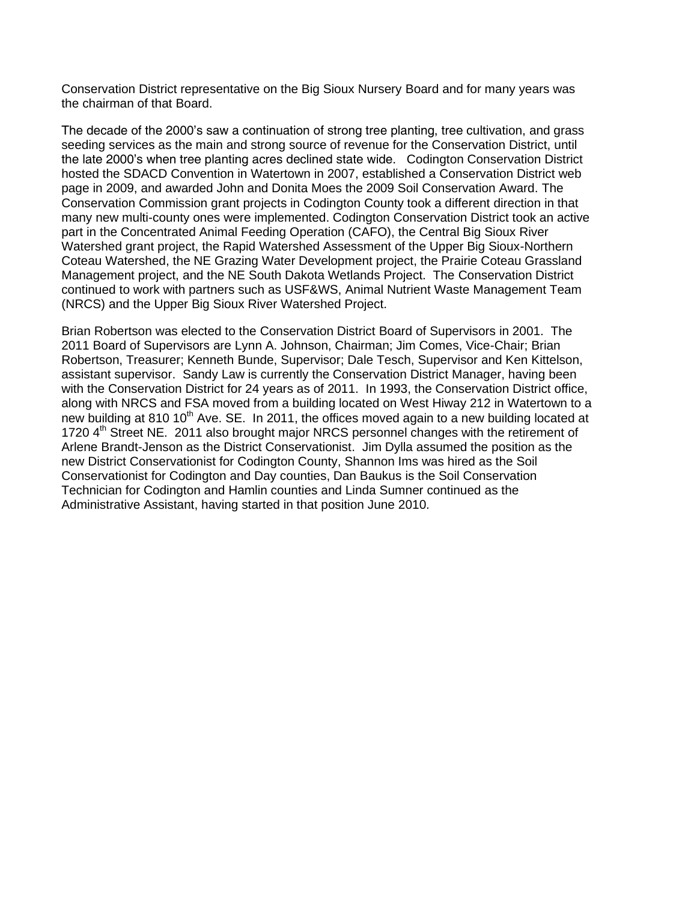Conservation District representative on the Big Sioux Nursery Board and for many years was the chairman of that Board.

The decade of the 2000's saw a continuation of strong tree planting, tree cultivation, and grass seeding services as the main and strong source of revenue for the Conservation District, until the late 2000's when tree planting acres declined state wide.  Codington Conservation District hosted the SDACD Convention in Watertown in 2007, established a Conservation District web page in 2009, and awarded John and Donita Moes the 2009 Soil Conservation Award. The Conservation Commission grant projects in Codington County took a different direction in that many new multi-county ones were implemented. Codington Conservation District took an active part in the Concentrated Animal Feeding Operation (CAFO), the Central Big Sioux River Watershed grant project, the Rapid Watershed Assessment of the Upper Big Sioux-Northern Coteau Watershed, the NE Grazing Water Development project, the Prairie Coteau Grassland Management project, and the NE South Dakota Wetlands Project.  The Conservation District continued to work with partners such as USF&WS, Animal Nutrient Waste Management Team (NRCS) and the Upper Big Sioux River Watershed Project.

Brian Robertson was elected to the Conservation District Board of Supervisors in 2001.  The 2011 Board of Supervisors are Lynn A. Johnson, Chairman; Jim Comes, Vice-Chair; Brian Robertson, Treasurer; Kenneth Bunde, Supervisor; Dale Tesch, Supervisor and Ken Kittelson, assistant supervisor.  Sandy Law is currently the Conservation District Manager, having been with the Conservation District for 24 years as of 2011.  In 1993, the Conservation District office, along with NRCS and FSA moved from a building located on West Hiway 212 in Watertown to a new building at 810 10th Ave. SE.  In 2011, the offices moved again to a new building located at 1720 4th Street NE.  2011 also brought major NRCS personnel changes with the retirement of Arlene Brandt-Jenson as the District Conservationist.  Jim Dylla assumed the position as the new District Conservationist for Codington County, Shannon Ims was hired as the Soil Conservationist for Codington and Day counties, Dan Baukus is the Soil Conservation Technician for Codington and Hamlin counties and Linda Sumner continued as the Administrative Assistant, having started in that position June 2010.